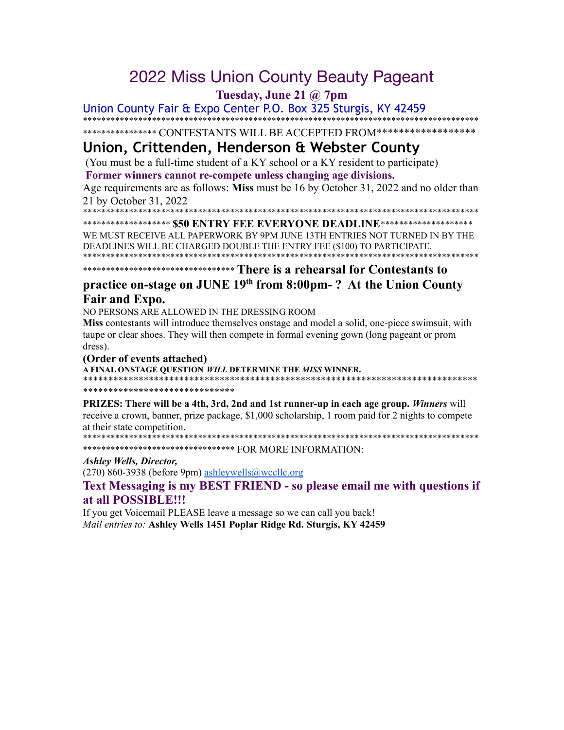# 2022 Miss Union County Beauty Pageant

**Tuesday, June 21 @ 7pm**

Union County Fair & Expo Center P.O. Box 325 Sturgis, KY 42459

*****************************************************************************************

**************** CONTESTANTS WILL BE ACCEPTED FROM******************

## Union, Crittenden, Henderson & Webster County

(You must be a full-time student of a KY school or a KY resident to participate)

**Former winners cannot re-compete unless changing age divisions.**

Age requirements are as follows: **Miss** must be 16 by October 31, 2022 and no older than 21 by October 31, 2022

*****************************************************************************************

******************* **$50 ENTRY FEE EVERYONE DEADLINE**********************

WE MUST RECEIVE ALL PAPERWORK BY 9PM JUNE 13TH ENTRIES NOT TURNED IN BY THE DEADLINES WILL BE CHARGED DOUBLE THE ENTRY FEE ($100) TO PARTICIPATE.

*****************************************************************************************

******************************** **There is a rehearsal for Contestants to practice on-stage on JUNE 19th from 8:00pm- ? At the Union County Fair and Expo.**

NO PERSONS ARE ALLOWED IN THE DRESSING ROOM

**Miss** contestants will introduce themselves onstage and model a solid, one-piece swimsuit, with taupe or clear shoes. They will then compete in formal evening gown (long pageant or prom dress).

**(Order of events attached)**

**A FINAL ONSTAGE QUESTION *WILL* DETERMINE THE *MISS* WINNER.**

*****************************************************************************************

******************************

**PRIZES: There will be a 4th, 3rd, 2nd and 1st runner-up in each age group.** ***Winners*** will receive a crown, banner, prize package, $1,000 scholarship, 1 room paid for 2 nights to compete at their state competition.

*****************************************************************************************

******************************** FOR MORE INFORMATION:

***Ashley Wells, Director,***

(270) 860-3938 (before 9pm) ashleywells@wccllc.org

**Text Messaging is my BEST FRIEND - so please email me with questions if at all POSSIBLE!!!**

If you get Voicemail PLEASE leave a message so we can call you back!

*Mail entries to:* **Ashley Wells 1451 Poplar Ridge Rd. Sturgis, KY 42459**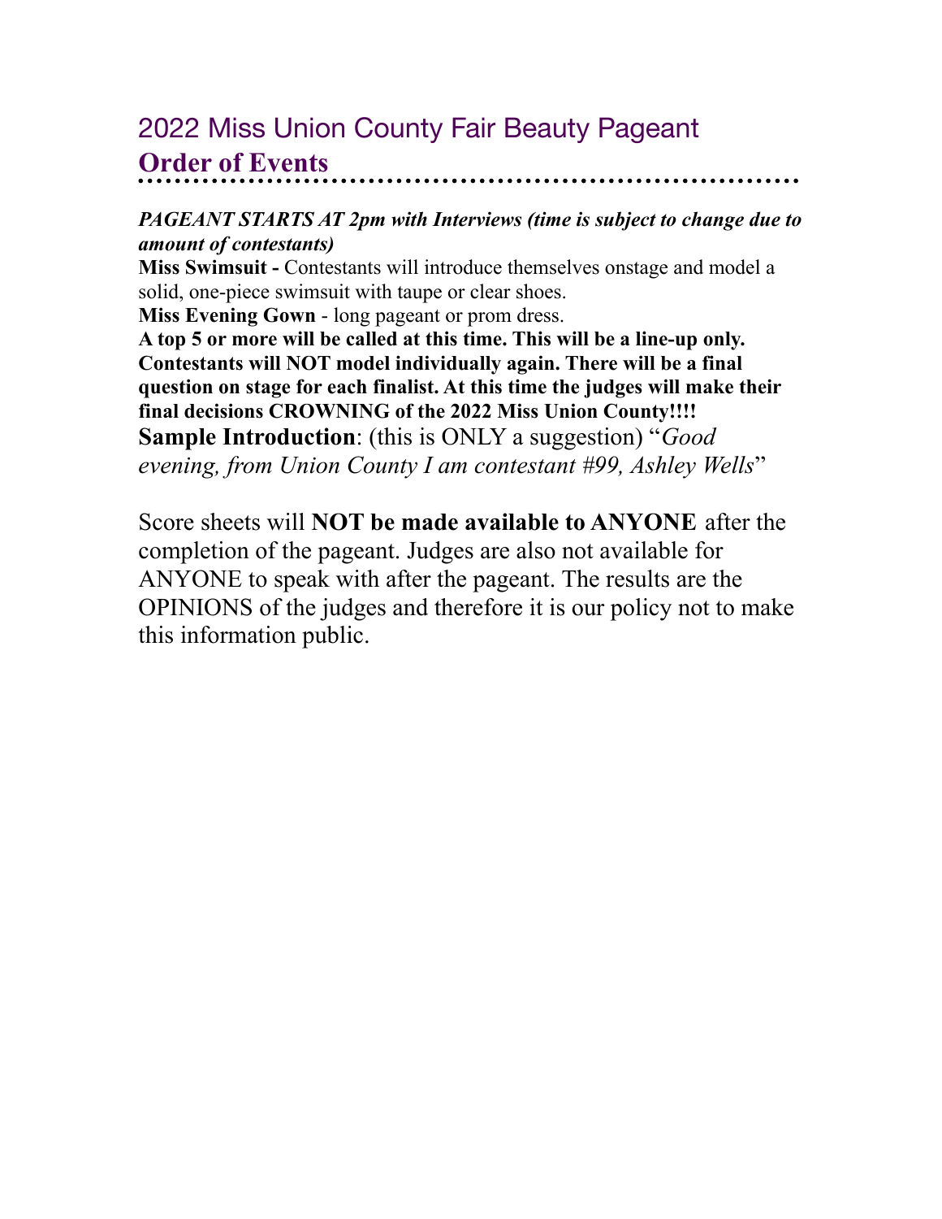## 2022 Miss Union County Fair Beauty Pageant

## Order of Events

***PAGEANT STARTS AT 2pm with Interviews (time is subject to change due to amount of contestants)***

**Miss Swimsuit -** Contestants will introduce themselves onstage and model a solid, one-piece swimsuit with taupe or clear shoes.

**Miss Evening Gown** - long pageant or prom dress.

**A top 5 or more will be called at this time. This will be a line-up only. Contestants will NOT model individually again. There will be a final question on stage for each finalist. At this time the judges will make their final decisions CROWNING of the 2022 Miss Union County!!!!**

**Sample Introduction**: (this is ONLY a suggestion) "*Good evening, from Union County I am contestant #99, Ashley Wells*"

Score sheets will **NOT be made available to ANYONE** after the completion of the pageant. Judges are also not available for ANYONE to speak with after the pageant. The results are the OPINIONS of the judges and therefore it is our policy not to make this information public.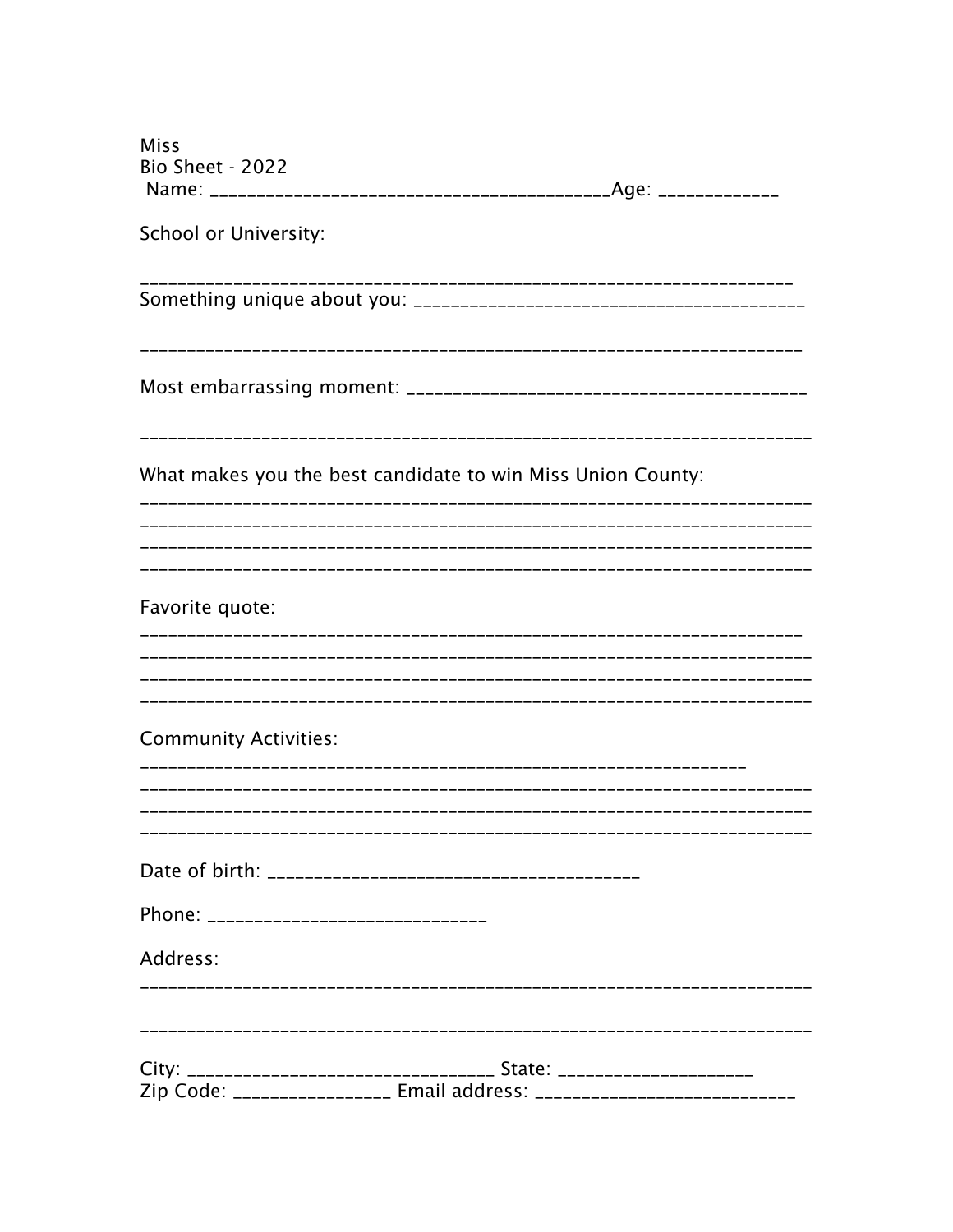Miss
Bio Sheet - 2022

Name: ________________________________________Age: ____________

School or University:

____________________________________________________________________

Something unique about you: ________________________________________

____________________________________________________________________

Most embarrassing moment: __________________________________________

____________________________________________________________________

What makes you the best candidate to win Miss Union County:

____________________________________________________________________
____________________________________________________________________
____________________________________________________________________
____________________________________________________________________

Favorite quote:

____________________________________________________________________
____________________________________________________________________
____________________________________________________________________
____________________________________________________________________

Community Activities:

____________________________________________________________________
____________________________________________________________________
____________________________________________________________________
____________________________________________________________________

Date of birth: ______________________________________

Phone: ____________________________

Address:

____________________________________________________________________

____________________________________________________________________

City: _______________________________ State: ___________________

Zip Code: ________________ Email address: _________________________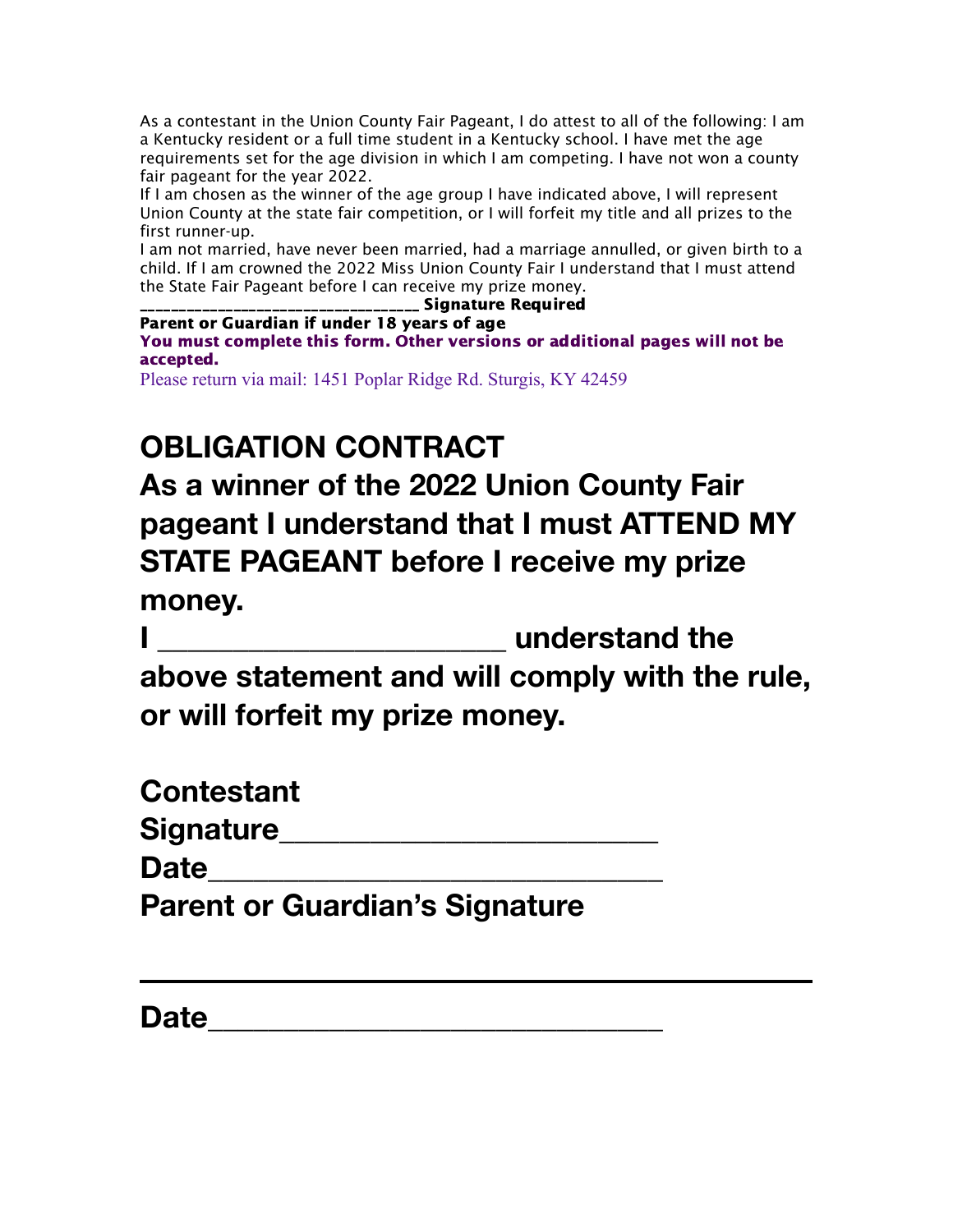As a contestant in the Union County Fair Pageant, I do attest to all of the following: I am a Kentucky resident or a full time student in a Kentucky school. I have met the age requirements set for the age division in which I am competing. I have not won a county fair pageant for the year 2022.

If I am chosen as the winner of the age group I have indicated above, I will represent Union County at the state fair competition, or I will forfeit my title and all prizes to the first runner-up.

I am not married, have never been married, had a marriage annulled, or given birth to a child. If I am crowned the 2022 Miss Union County Fair I understand that I must attend the State Fair Pageant before I can receive my prize money.

**________________________________ Signature Required**

**Parent or Guardian if under 18 years of age**

**You must complete this form. Other versions or additional pages will not be accepted.**

Please return via mail: 1451 Poplar Ridge Rd. Sturgis, KY 42459

# OBLIGATION CONTRACT

**As a winner of the 2022 Union County Fair pageant I understand that I must ATTEND MY STATE PAGEANT before I receive my prize money.**

**I ______________________ understand the above statement and will comply with the rule, or will forfeit my prize money.**

**Contestant Signature________________________**

**Date_____________________________**

**Parent or Guardian's Signature**

**______________________________________________**

**Date_____________________________**